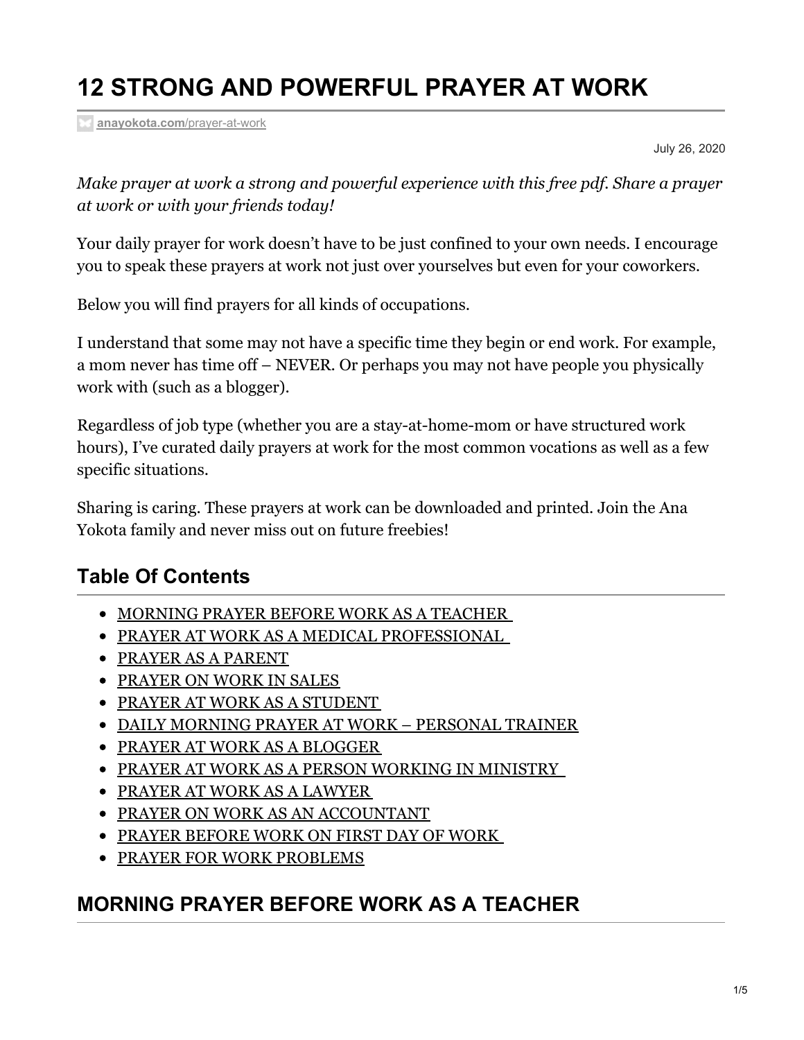# 12 STRONG AND POWERFUL PRAYER AT WORK

anayokota.com/prayer-at-work

July 26, 2020

*Make prayer at work a strong and powerful experience with this free pdf. Share a prayer at work or with your friends today!*

Your daily prayer for work doesn't have to be just confined to your own needs. I encourage you to speak these prayers at work not just over yourselves but even for your coworkers.

Below you will find prayers for all kinds of occupations.

I understand that some may not have a specific time they begin or end work. For example, a mom never has time off – NEVER. Or perhaps you may not have people you physically work with (such as a blogger).

Regardless of job type (whether you are a stay-at-home-mom or have structured work hours), I've curated daily prayers at work for the most common vocations as well as a few specific situations.

Sharing is caring. These prayers at work can be downloaded and printed. Join the Ana Yokota family and never miss out on future freebies!

## Table Of Contents

- MORNING PRAYER BEFORE WORK AS A TEACHER
- PRAYER AT WORK AS A MEDICAL PROFESSIONAL
- PRAYER AS A PARENT
- PRAYER ON WORK IN SALES
- PRAYER AT WORK AS A STUDENT
- DAILY MORNING PRAYER AT WORK – PERSONAL TRAINER
- PRAYER AT WORK AS A BLOGGER
- PRAYER AT WORK AS A PERSON WORKING IN MINISTRY
- PRAYER AT WORK AS A LAWYER
- PRAYER ON WORK AS AN ACCOUNTANT
- PRAYER BEFORE WORK ON FIRST DAY OF WORK
- PRAYER FOR WORK PROBLEMS

## MORNING PRAYER BEFORE WORK AS A TEACHER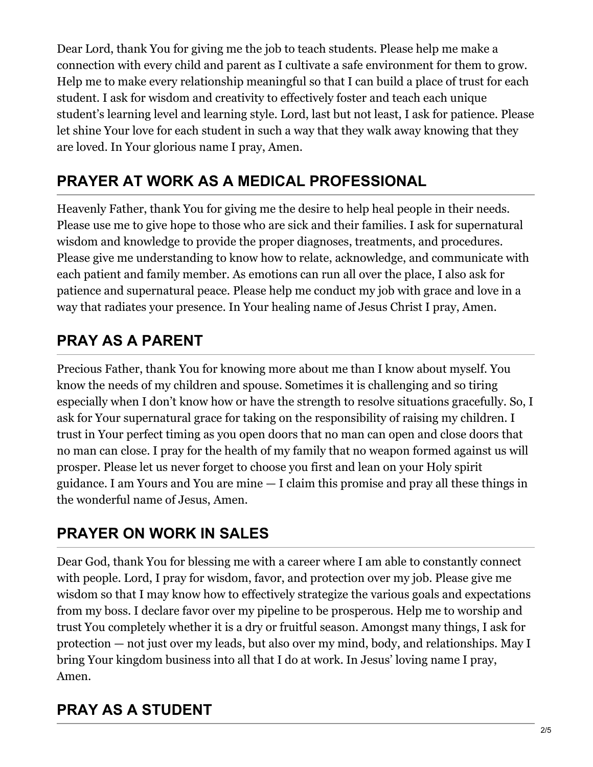Dear Lord, thank You for giving me the job to teach students. Please help me make a connection with every child and parent as I cultivate a safe environment for them to grow. Help me to make every relationship meaningful so that I can build a place of trust for each student. I ask for wisdom and creativity to effectively foster and teach each unique student's learning level and learning style. Lord, last but not least, I ask for patience. Please let shine Your love for each student in such a way that they walk away knowing that they are loved. In Your glorious name I pray, Amen.

## PRAYER AT WORK AS A MEDICAL PROFESSIONAL

Heavenly Father, thank You for giving me the desire to help heal people in their needs. Please use me to give hope to those who are sick and their families. I ask for supernatural wisdom and knowledge to provide the proper diagnoses, treatments, and procedures. Please give me understanding to know how to relate, acknowledge, and communicate with each patient and family member. As emotions can run all over the place, I also ask for patience and supernatural peace. Please help me conduct my job with grace and love in a way that radiates your presence. In Your healing name of Jesus Christ I pray, Amen.

## PRAY AS A PARENT

Precious Father, thank You for knowing more about me than I know about myself. You know the needs of my children and spouse. Sometimes it is challenging and so tiring especially when I don't know how or have the strength to resolve situations gracefully. So, I ask for Your supernatural grace for taking on the responsibility of raising my children. I trust in Your perfect timing as you open doors that no man can open and close doors that no man can close. I pray for the health of my family that no weapon formed against us will prosper. Please let us never forget to choose you first and lean on your Holy spirit guidance. I am Yours and You are mine — I claim this promise and pray all these things in the wonderful name of Jesus, Amen.

## PRAYER ON WORK IN SALES

Dear God, thank You for blessing me with a career where I am able to constantly connect with people. Lord, I pray for wisdom, favor, and protection over my job. Please give me wisdom so that I may know how to effectively strategize the various goals and expectations from my boss. I declare favor over my pipeline to be prosperous. Help me to worship and trust You completely whether it is a dry or fruitful season. Amongst many things, I ask for protection — not just over my leads, but also over my mind, body, and relationships. May I bring Your kingdom business into all that I do at work. In Jesus' loving name I pray, Amen.

## PRAY AS A STUDENT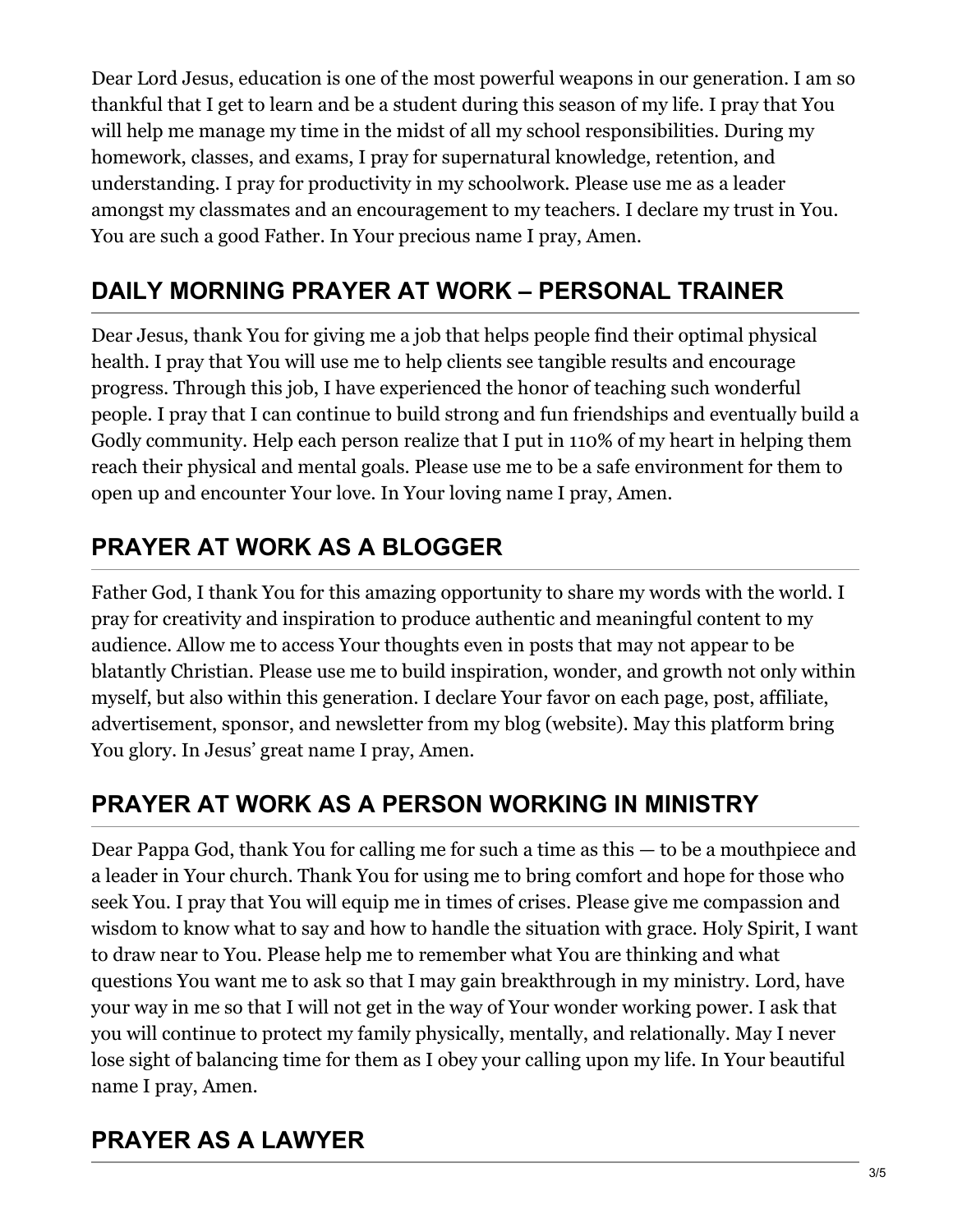Dear Lord Jesus, education is one of the most powerful weapons in our generation. I am so thankful that I get to learn and be a student during this season of my life. I pray that You will help me manage my time in the midst of all my school responsibilities. During my homework, classes, and exams, I pray for supernatural knowledge, retention, and understanding. I pray for productivity in my schoolwork. Please use me as a leader amongst my classmates and an encouragement to my teachers. I declare my trust in You. You are such a good Father. In Your precious name I pray, Amen.

## DAILY MORNING PRAYER AT WORK – PERSONAL TRAINER

Dear Jesus, thank You for giving me a job that helps people find their optimal physical health. I pray that You will use me to help clients see tangible results and encourage progress. Through this job, I have experienced the honor of teaching such wonderful people. I pray that I can continue to build strong and fun friendships and eventually build a Godly community. Help each person realize that I put in 110% of my heart in helping them reach their physical and mental goals. Please use me to be a safe environment for them to open up and encounter Your love. In Your loving name I pray, Amen.

## PRAYER AT WORK AS A BLOGGER

Father God, I thank You for this amazing opportunity to share my words with the world. I pray for creativity and inspiration to produce authentic and meaningful content to my audience. Allow me to access Your thoughts even in posts that may not appear to be blatantly Christian. Please use me to build inspiration, wonder, and growth not only within myself, but also within this generation. I declare Your favor on each page, post, affiliate, advertisement, sponsor, and newsletter from my blog (website). May this platform bring You glory. In Jesus' great name I pray, Amen.

## PRAYER AT WORK AS A PERSON WORKING IN MINISTRY

Dear Pappa God, thank You for calling me for such a time as this — to be a mouthpiece and a leader in Your church. Thank You for using me to bring comfort and hope for those who seek You. I pray that You will equip me in times of crises. Please give me compassion and wisdom to know what to say and how to handle the situation with grace. Holy Spirit, I want to draw near to You. Please help me to remember what You are thinking and what questions You want me to ask so that I may gain breakthrough in my ministry. Lord, have your way in me so that I will not get in the way of Your wonder working power. I ask that you will continue to protect my family physically, mentally, and relationally. May I never lose sight of balancing time for them as I obey your calling upon my life. In Your beautiful name I pray, Amen.

## PRAYER AS A LAWYER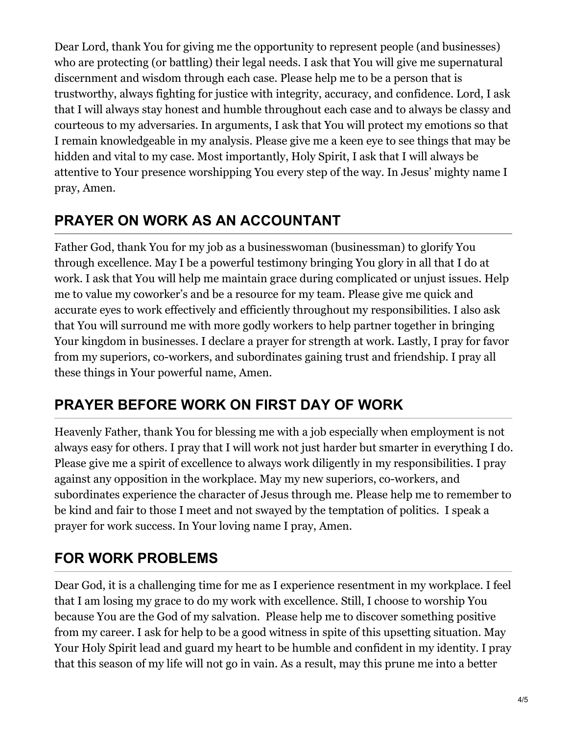Dear Lord, thank You for giving me the opportunity to represent people (and businesses) who are protecting (or battling) their legal needs. I ask that You will give me supernatural discernment and wisdom through each case. Please help me to be a person that is trustworthy, always fighting for justice with integrity, accuracy, and confidence. Lord, I ask that I will always stay honest and humble throughout each case and to always be classy and courteous to my adversaries. In arguments, I ask that You will protect my emotions so that I remain knowledgeable in my analysis. Please give me a keen eye to see things that may be hidden and vital to my case. Most importantly, Holy Spirit, I ask that I will always be attentive to Your presence worshipping You every step of the way. In Jesus' mighty name I pray, Amen.

## PRAYER ON WORK AS AN ACCOUNTANT

Father God, thank You for my job as a businesswoman (businessman) to glorify You through excellence. May I be a powerful testimony bringing You glory in all that I do at work. I ask that You will help me maintain grace during complicated or unjust issues. Help me to value my coworker's and be a resource for my team. Please give me quick and accurate eyes to work effectively and efficiently throughout my responsibilities. I also ask that You will surround me with more godly workers to help partner together in bringing Your kingdom in businesses. I declare a prayer for strength at work. Lastly, I pray for favor from my superiors, co-workers, and subordinates gaining trust and friendship. I pray all these things in Your powerful name, Amen.

## PRAYER BEFORE WORK ON FIRST DAY OF WORK

Heavenly Father, thank You for blessing me with a job especially when employment is not always easy for others. I pray that I will work not just harder but smarter in everything I do. Please give me a spirit of excellence to always work diligently in my responsibilities. I pray against any opposition in the workplace. May my new superiors, co-workers, and subordinates experience the character of Jesus through me. Please help me to remember to be kind and fair to those I meet and not swayed by the temptation of politics. I speak a prayer for work success. In Your loving name I pray, Amen.

## FOR WORK PROBLEMS

Dear God, it is a challenging time for me as I experience resentment in my workplace. I feel that I am losing my grace to do my work with excellence. Still, I choose to worship You because You are the God of my salvation. Please help me to discover something positive from my career. I ask for help to be a good witness in spite of this upsetting situation. May Your Holy Spirit lead and guard my heart to be humble and confident in my identity. I pray that this season of my life will not go in vain. As a result, may this prune me into a better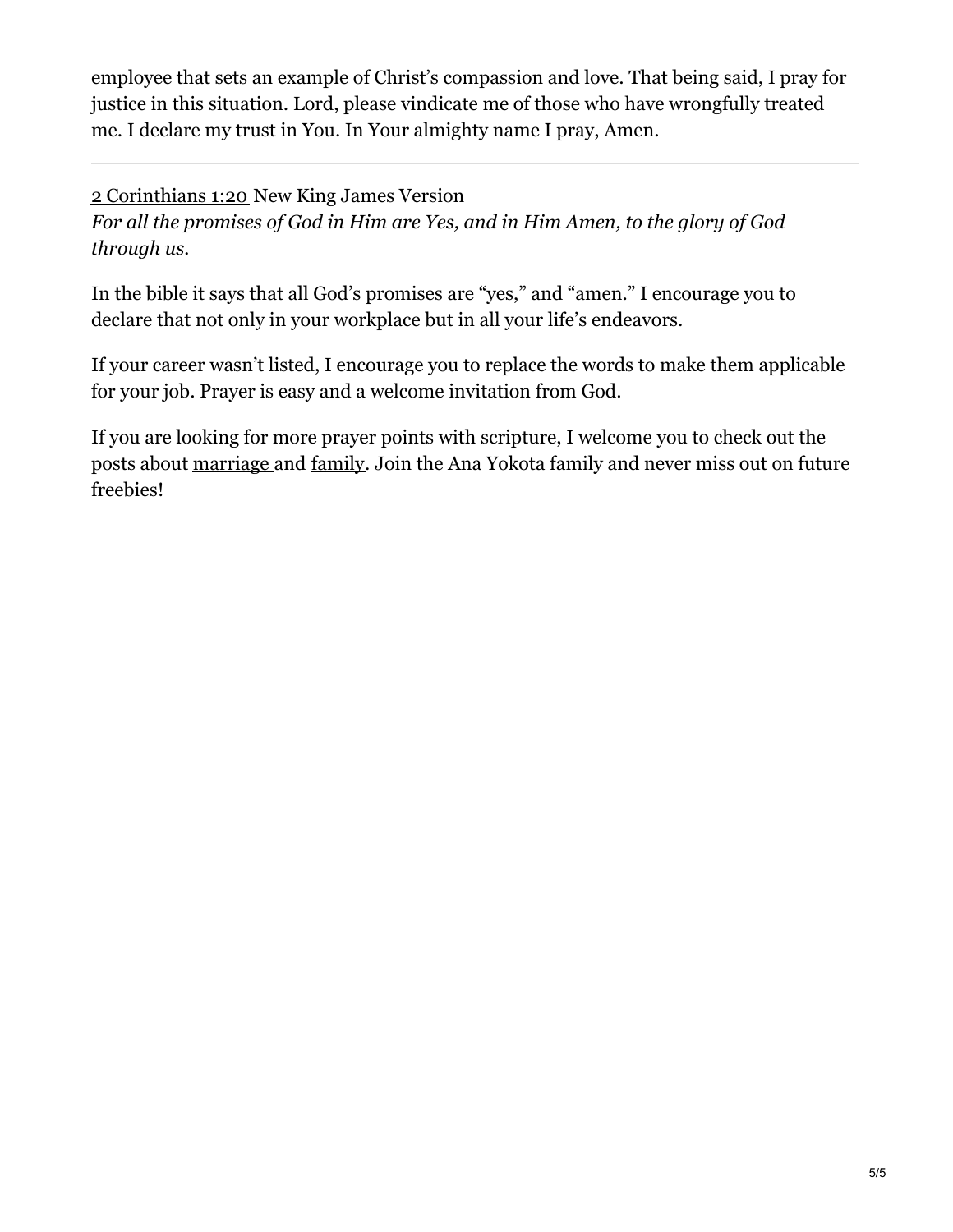employee that sets an example of Christ's compassion and love. That being said, I pray for justice in this situation. Lord, please vindicate me of those who have wrongfully treated me. I declare my trust in You. In Your almighty name I pray, Amen.

---

2 Corinthians 1:20 New King James Version
*For all the promises of God in Him are Yes, and in Him Amen, to the glory of God through us.*

In the bible it says that all God's promises are "yes," and "amen." I encourage you to declare that not only in your workplace but in all your life's endeavors.

If your career wasn't listed, I encourage you to replace the words to make them applicable for your job. Prayer is easy and a welcome invitation from God.

If you are looking for more prayer points with scripture, I welcome you to check out the posts about marriage and family. Join the Ana Yokota family and never miss out on future freebies!